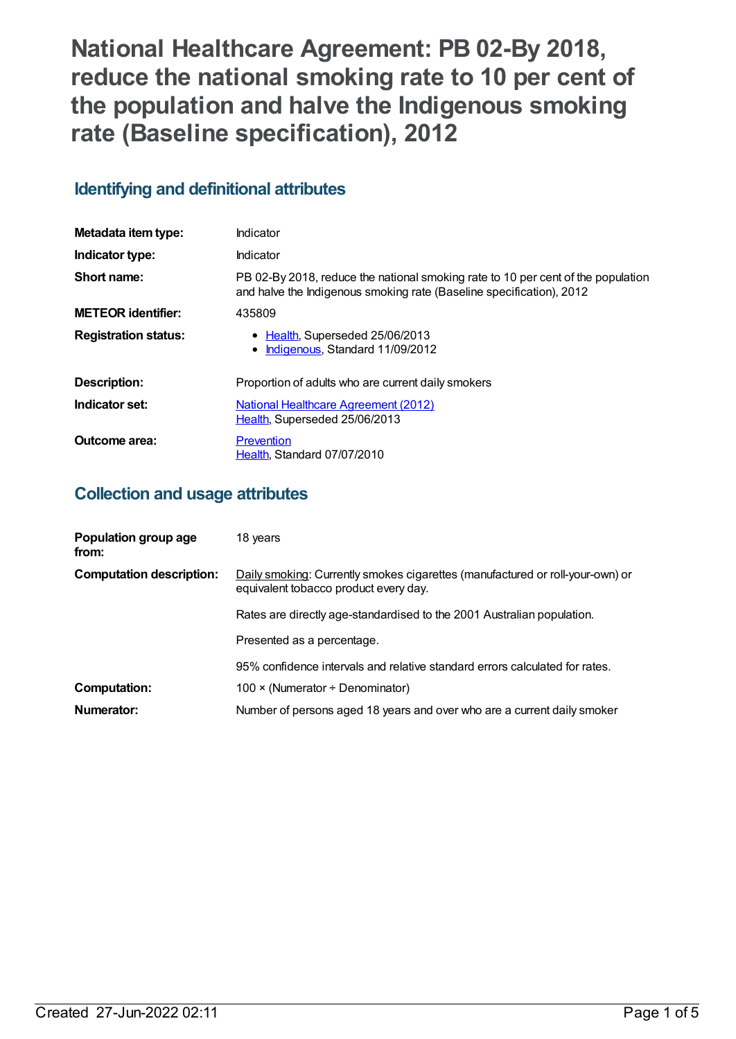# National Healthcare Agreement: PB 02-By 2018, reduce the national smoking rate to 10 per cent of the population and halve the Indigenous smoking rate (Baseline specification), 2012

## Identifying and definitional attributes

| | |
|---|---|
| **Metadata item type:** | Indicator |
| **Indicator type:** | Indicator |
| **Short name:** | PB 02-By 2018, reduce the national smoking rate to 10 per cent of the population and halve the Indigenous smoking rate (Baseline specification), 2012 |
| **METEOR identifier:** | 435809 |
| **Registration status:** | • Health, Superseded 25/06/2013<br>• Indigenous, Standard 11/09/2012 |
| **Description:** | Proportion of adults who are current daily smokers |
| **Indicator set:** | National Healthcare Agreement (2012)<br>Health, Superseded 25/06/2013 |
| **Outcome area:** | Prevention<br>Health, Standard 07/07/2010 |

## Collection and usage attributes

| | |
|---|---|
| **Population group age from:** | 18 years |
| **Computation description:** | Daily smoking: Currently smokes cigarettes (manufactured or roll-your-own) or equivalent tobacco product every day.<br><br>Rates are directly age-standardised to the 2001 Australian population.<br><br>Presented as a percentage.<br><br>95% confidence intervals and relative standard errors calculated for rates. |
| **Computation:** | 100 × (Numerator ÷ Denominator) |
| **Numerator:** | Number of persons aged 18 years and over who are a current daily smoker |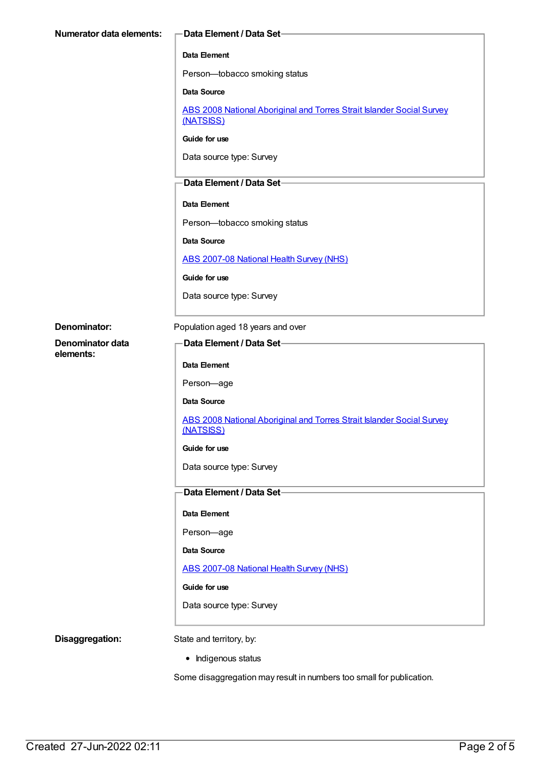**Numerator data elements:**

**Data Element / Data Set**

**Data Element**

Person—tobacco smoking status

**Data Source**

[ABS 2008 National Aboriginal and Torres Strait Islander Social Survey (NATSISS)]

**Guide for use**

Data source type: Survey

**Data Element / Data Set**

**Data Element**

Person—tobacco smoking status

**Data Source**

[ABS 2007-08 National Health Survey (NHS)]

**Guide for use**

Data source type: Survey

**Denominator:** Population aged 18 years and over

**Denominator data elements:**

**Data Element / Data Set**

**Data Element**

Person—age

**Data Source**

[ABS 2008 National Aboriginal and Torres Strait Islander Social Survey (NATSISS)]

**Guide for use**

Data source type: Survey

**Data Element / Data Set**

**Data Element**

Person—age

**Data Source**

[ABS 2007-08 National Health Survey (NHS)]

**Guide for use**

Data source type: Survey

**Disaggregation:** State and territory, by:

- Indigenous status

Some disaggregation may result in numbers too small for publication.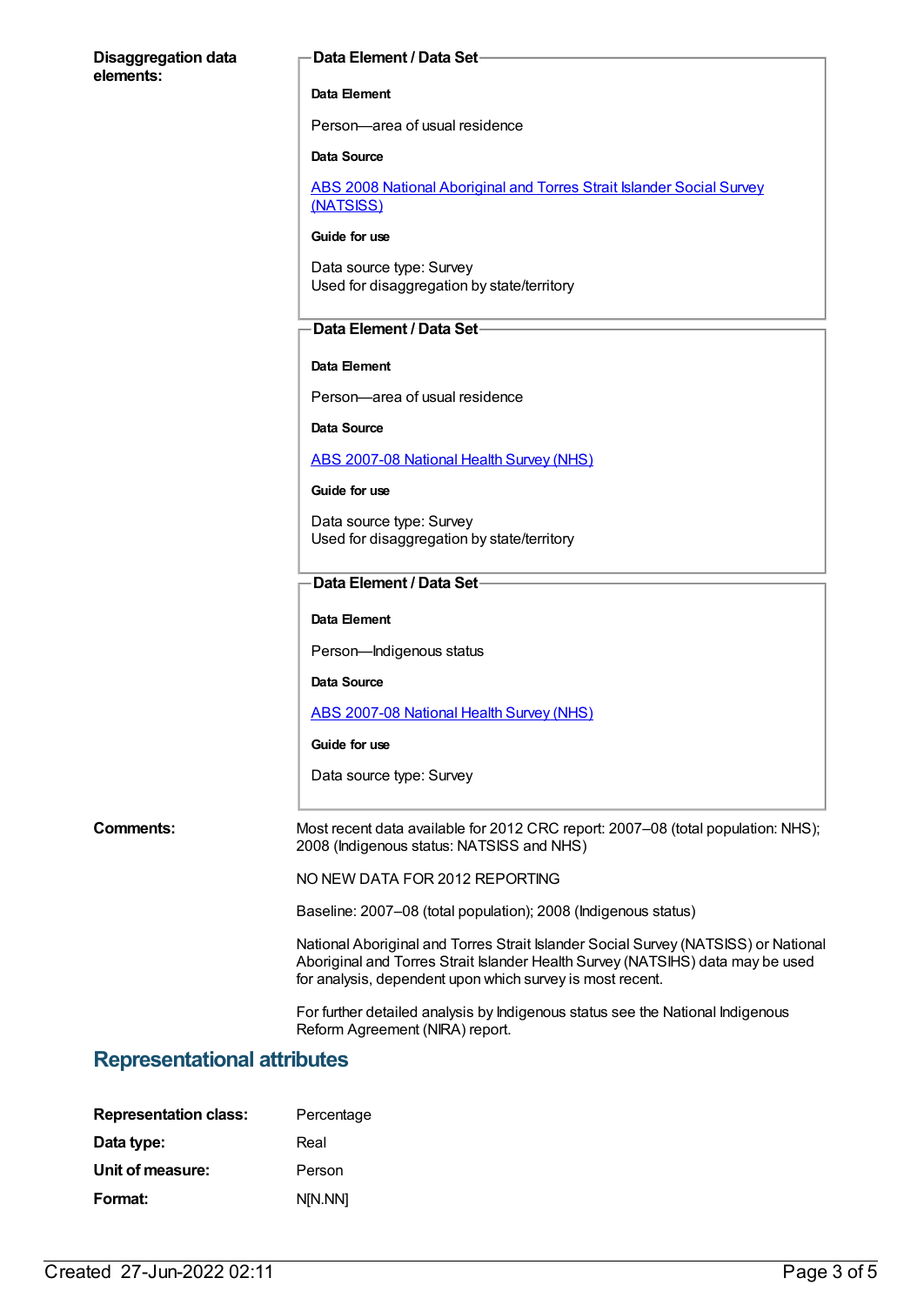**Disaggregation data elements:**

**Data Element / Data Set**

**Data Element**

Person—area of usual residence

**Data Source**

ABS 2008 National Aboriginal and Torres Strait Islander Social Survey (NATSISS)

**Guide for use**

Data source type: Survey
Used for disaggregation by state/territory

**Data Element / Data Set**

**Data Element**

Person—area of usual residence

**Data Source**

ABS 2007-08 National Health Survey (NHS)

**Guide for use**

Data source type: Survey
Used for disaggregation by state/territory

**Data Element / Data Set**

**Data Element**

Person—Indigenous status

**Data Source**

ABS 2007-08 National Health Survey (NHS)

**Guide for use**

Data source type: Survey

**Comments:**

Most recent data available for 2012 CRC report: 2007–08 (total population: NHS); 2008 (Indigenous status: NATSISS and NHS)

NO NEW DATA FOR 2012 REPORTING

Baseline: 2007–08 (total population); 2008 (Indigenous status)

National Aboriginal and Torres Strait Islander Social Survey (NATSISS) or National Aboriginal and Torres Strait Islander Health Survey (NATSIHS) data may be used for analysis, dependent upon which survey is most recent.

For further detailed analysis by Indigenous status see the National Indigenous Reform Agreement (NIRA) report.

## Representational attributes

**Representation class:** Percentage

**Data type:** Real

**Unit of measure:** Person

**Format:** N[N.NN]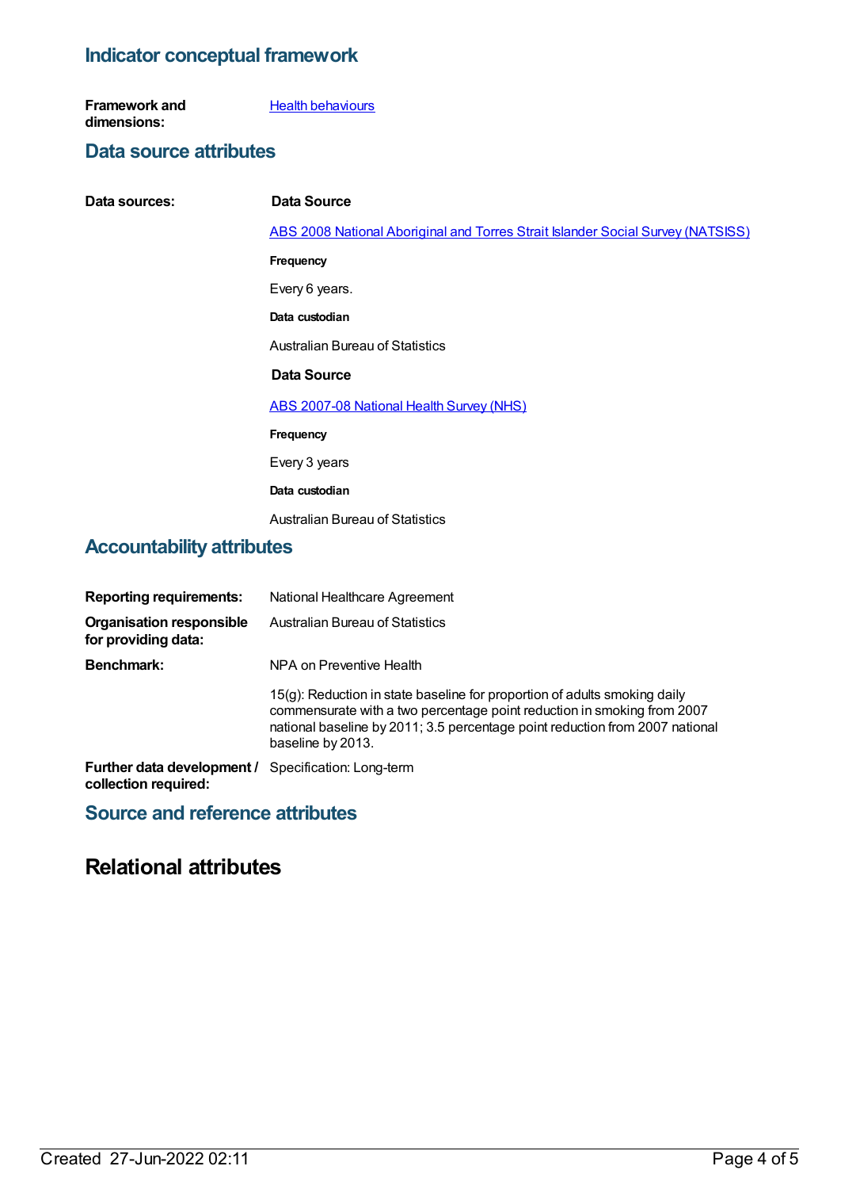## Indicator conceptual framework

**Framework and dimensions:** Health behaviours

## Data source attributes

**Data sources:**

**Data Source**

ABS 2008 National Aboriginal and Torres Strait Islander Social Survey (NATSISS)

**Frequency**

Every 6 years.

**Data custodian**

Australian Bureau of Statistics

**Data Source**

ABS 2007-08 National Health Survey (NHS)

**Frequency**

Every 3 years

**Data custodian**

Australian Bureau of Statistics

## Accountability attributes

**Reporting requirements:** National Healthcare Agreement

**Organisation responsible for providing data:** Australian Bureau of Statistics

**Benchmark:** NPA on Preventive Health

15(g): Reduction in state baseline for proportion of adults smoking daily commensurate with a two percentage point reduction in smoking from 2007 national baseline by 2011; 3.5 percentage point reduction from 2007 national baseline by 2013.

**Further data development / collection required:** Specification: Long-term

## Source and reference attributes

# Relational attributes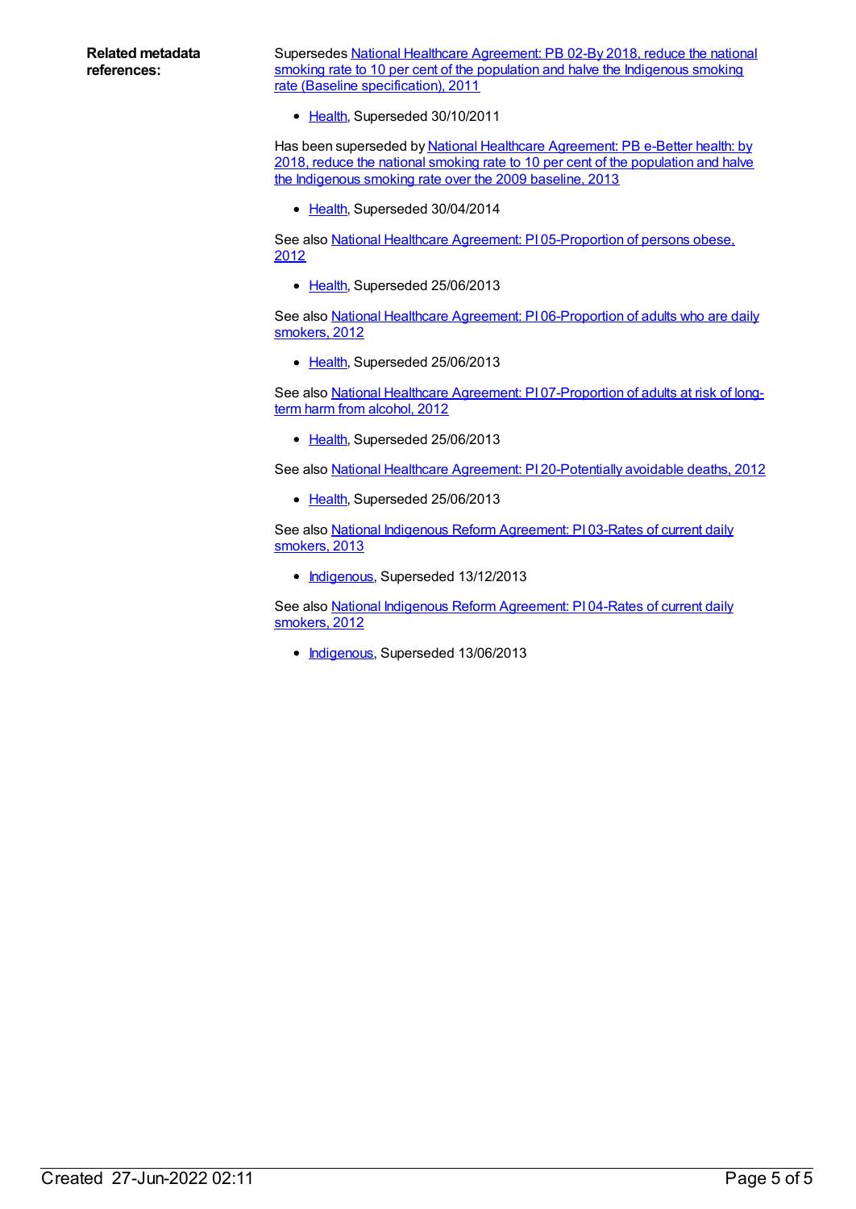**Related metadata references:**

Supersedes National Healthcare Agreement: PB 02-By 2018, reduce the national smoking rate to 10 per cent of the population and halve the Indigenous smoking rate (Baseline specification), 2011

- Health, Superseded 30/10/2011

Has been superseded by National Healthcare Agreement: PB e-Better health: by 2018, reduce the national smoking rate to 10 per cent of the population and halve the Indigenous smoking rate over the 2009 baseline, 2013

- Health, Superseded 30/04/2014

See also National Healthcare Agreement: PI 05-Proportion of persons obese, 2012

- Health, Superseded 25/06/2013

See also National Healthcare Agreement: PI 06-Proportion of adults who are daily smokers, 2012

- Health, Superseded 25/06/2013

See also National Healthcare Agreement: PI 07-Proportion of adults at risk of long-term harm from alcohol, 2012

- Health, Superseded 25/06/2013

See also National Healthcare Agreement: PI 20-Potentially avoidable deaths, 2012

- Health, Superseded 25/06/2013

See also National Indigenous Reform Agreement: PI 03-Rates of current daily smokers, 2013

- Indigenous, Superseded 13/12/2013

See also National Indigenous Reform Agreement: PI 04-Rates of current daily smokers, 2012

- Indigenous, Superseded 13/06/2013